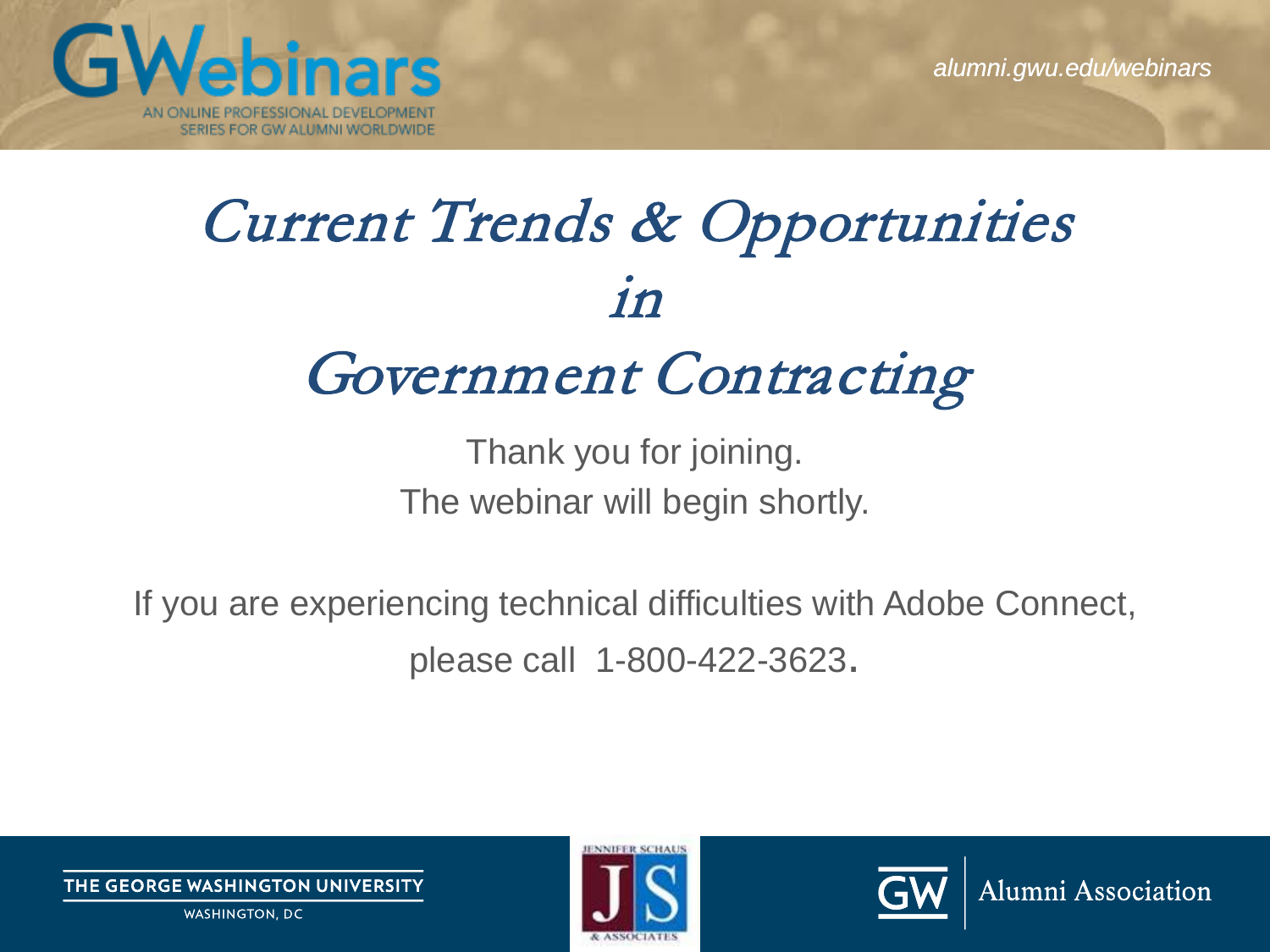GWebinars

AN ONLINE PROFESSIONAL DEVELOPMENT SERIES FOR GW ALUMNI WORLDWIDE

alumni.gwu.edu/webinars

# *Current Trends & Opportunities in Government Contracting*

Thank you for joining.
The webinar will begin shortly.

If you are experiencing technical difficulties with Adobe Connect, please call 1-800-422-3623.

THE GEORGE WASHINGTON UNIVERSITY
WASHINGTON, DC

JENNIFER SCHAUS & ASSOCIATES

GW Alumni Association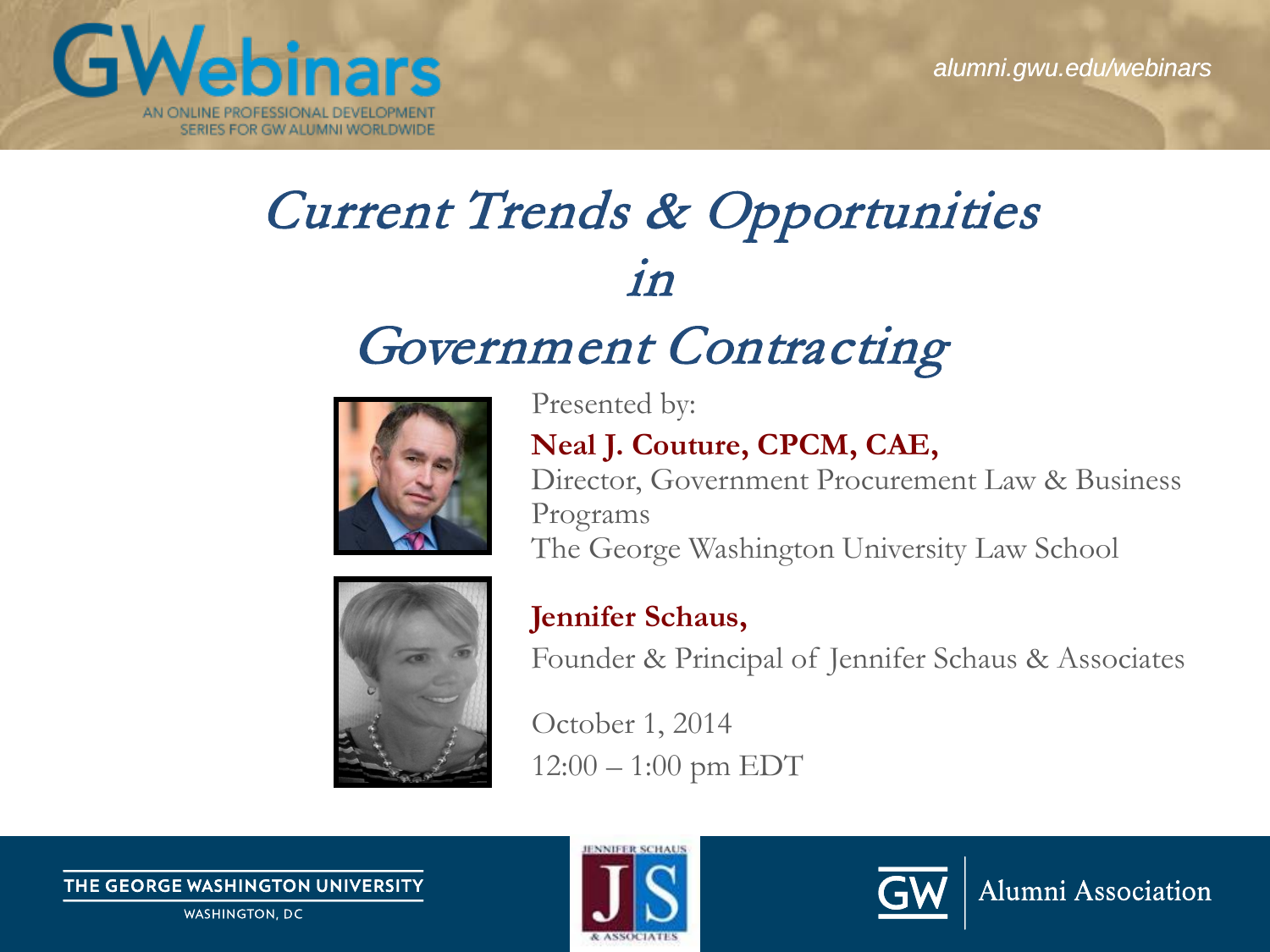GWebinars

AN ONLINE PROFESSIONAL DEVELOPMENT SERIES FOR GW ALUMNI WORLDWIDE

alumni.gwu.edu/webinars

# *Current Trends & Opportunities in Government Contracting*

Presented by:

**Neal J. Couture, CPCM, CAE,**
Director, Government Procurement Law & Business Programs
The George Washington University Law School

**Jennifer Schaus,**
Founder & Principal of Jennifer Schaus & Associates

October 1, 2014
12:00 – 1:00 pm EDT

THE GEORGE WASHINGTON UNIVERSITY
WASHINGTON, DC

JENNIFER SCHAUS & ASSOCIATES

GW Alumni Association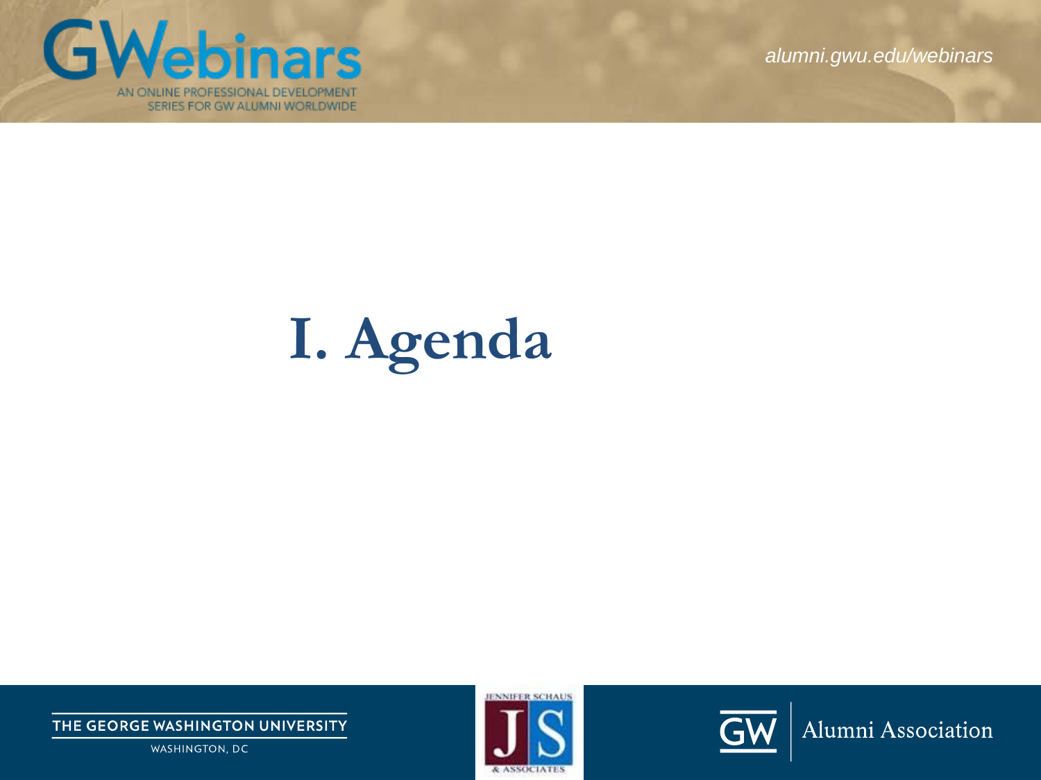# I. Agenda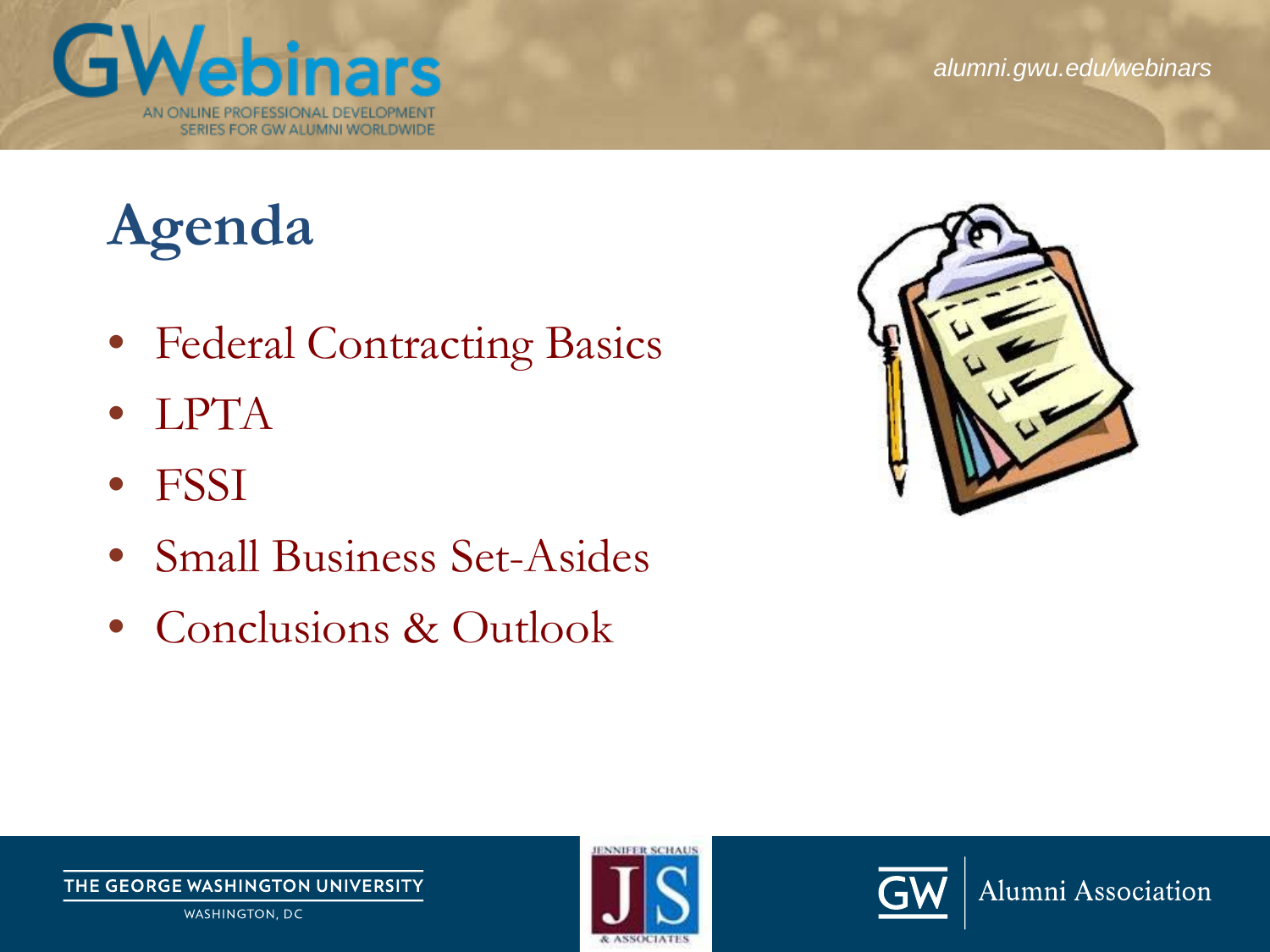# Agenda

- Federal Contracting Basics
- LPTA
- FSSI
- Small Business Set-Asides
- Conclusions & Outlook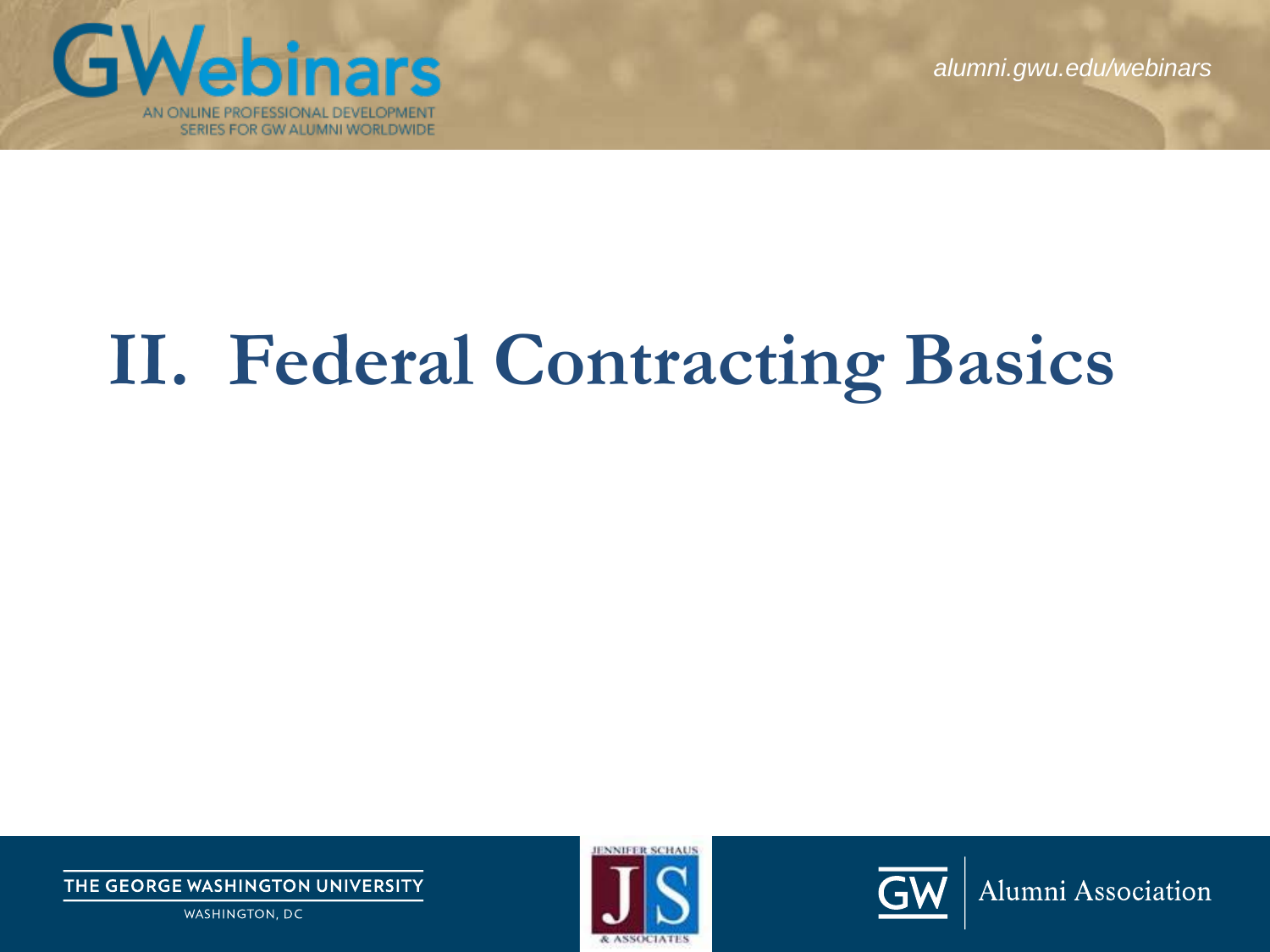# II. Federal Contracting Basics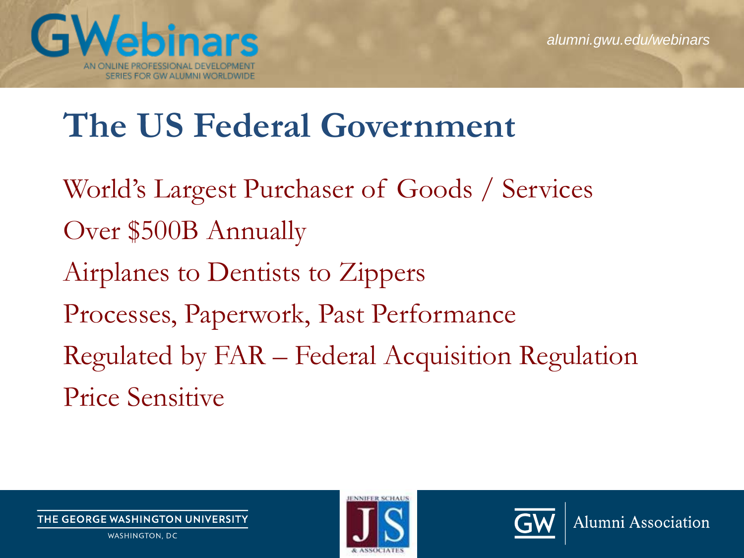# The US Federal Government

World's Largest Purchaser of Goods / Services

Over $500B Annually

Airplanes to Dentists to Zippers

Processes, Paperwork, Past Performance

Regulated by FAR – Federal Acquisition Regulation

Price Sensitive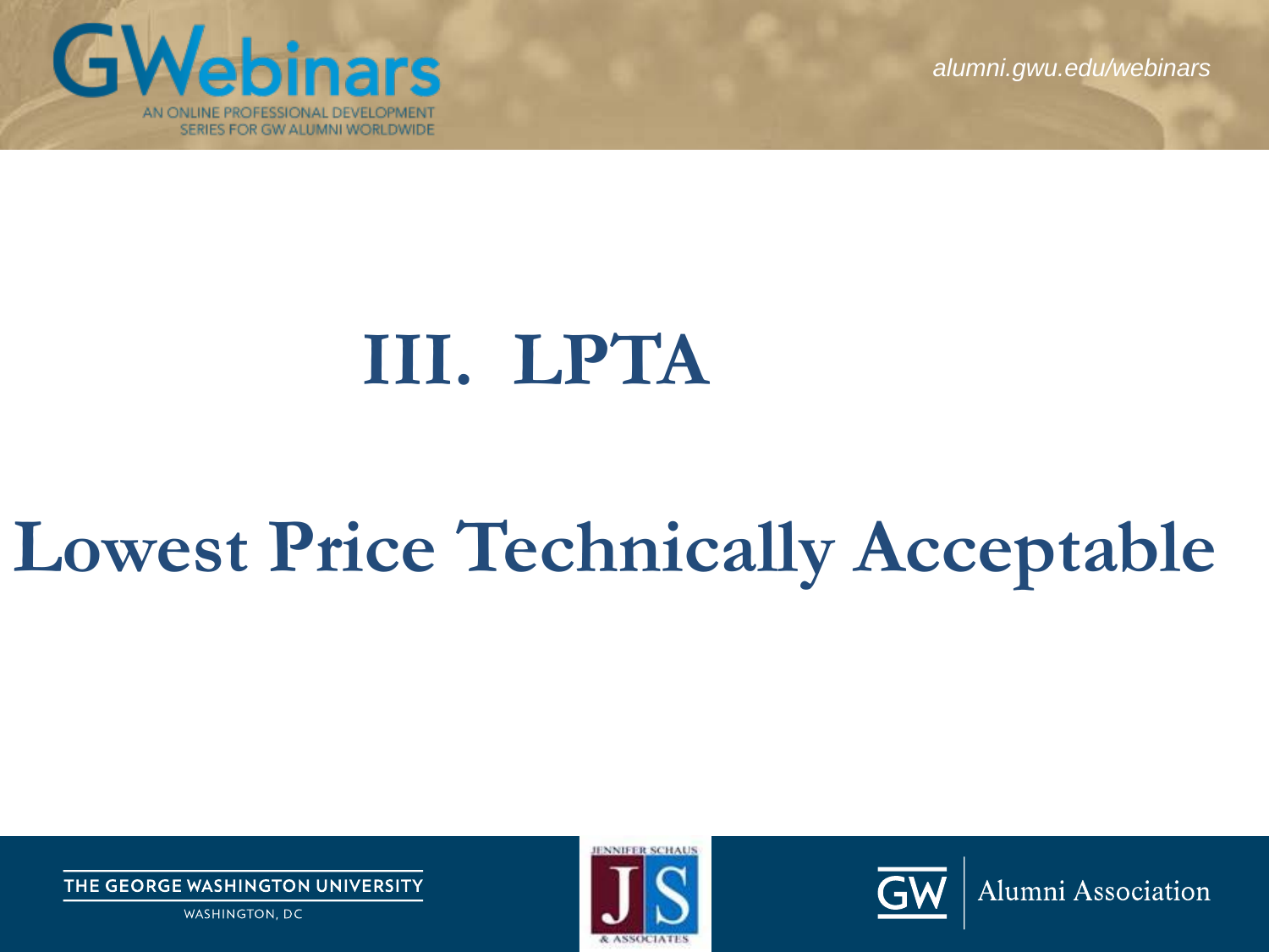# III. LPTA

# Lowest Price Technically Acceptable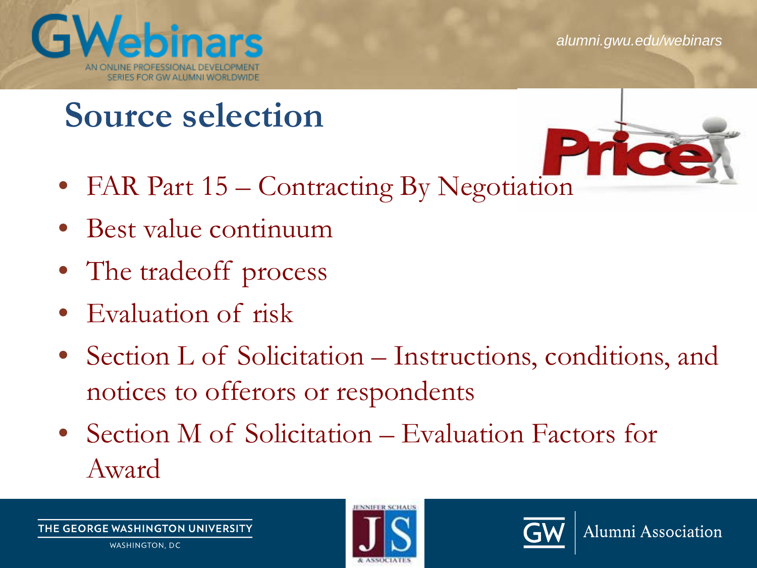# Source selection

- FAR Part 15 – Contracting By Negotiation
- Best value continuum
- The tradeoff process
- Evaluation of risk
- Section L of Solicitation – Instructions, conditions, and notices to offerors or respondents
- Section M of Solicitation – Evaluation Factors for Award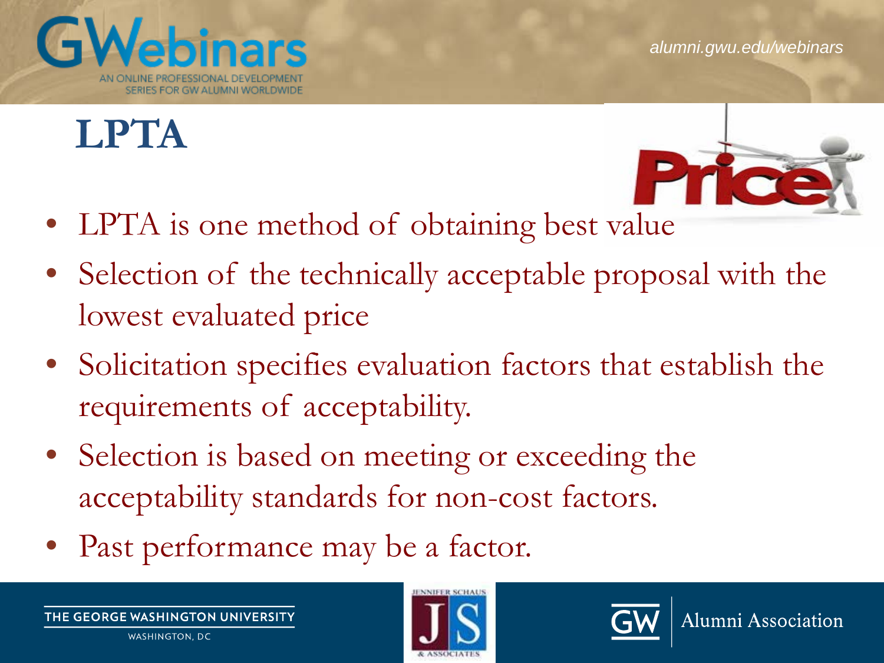# LPTA

- LPTA is one method of obtaining best value
- Selection of the technically acceptable proposal with the lowest evaluated price
- Solicitation specifies evaluation factors that establish the requirements of acceptability.
- Selection is based on meeting or exceeding the acceptability standards for non-cost factors.
- Past performance may be a factor.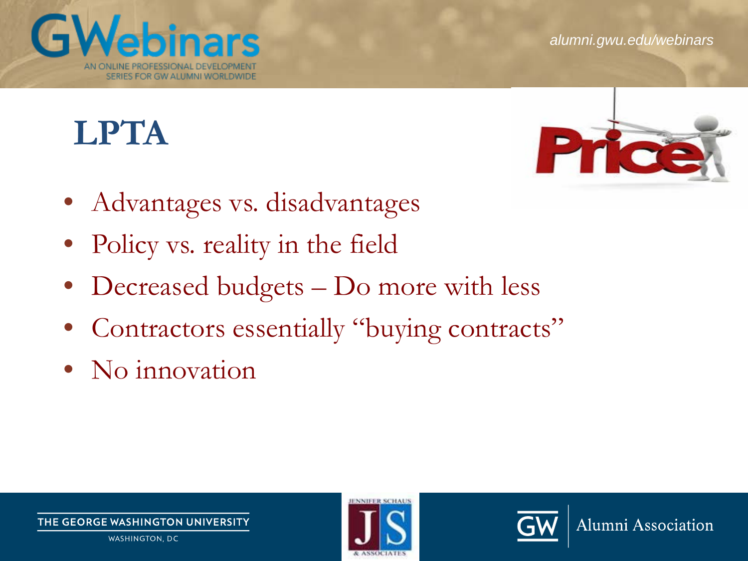# LPTA

- Advantages vs. disadvantages
- Policy vs. reality in the field
- Decreased budgets – Do more with less
- Contractors essentially "buying contracts"
- No innovation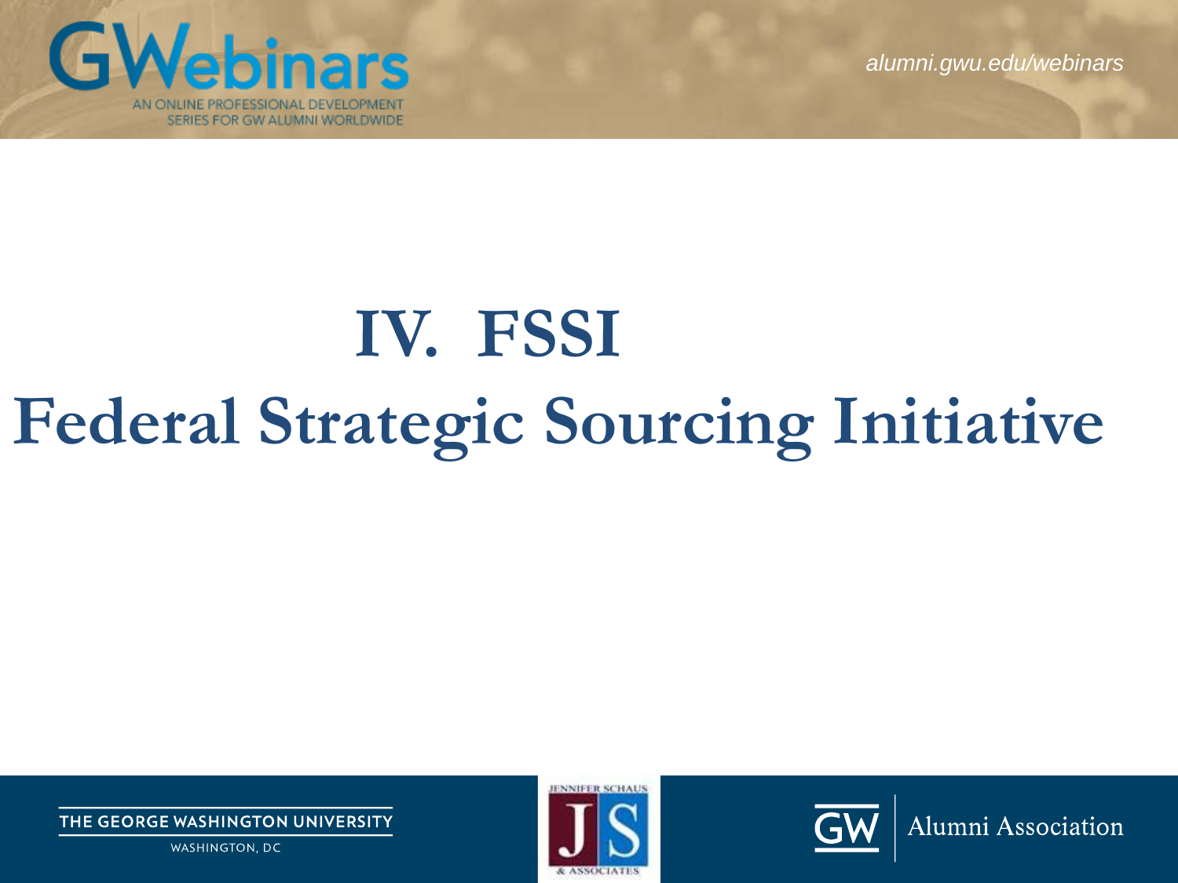# IV. FSSI

# Federal Strategic Sourcing Initiative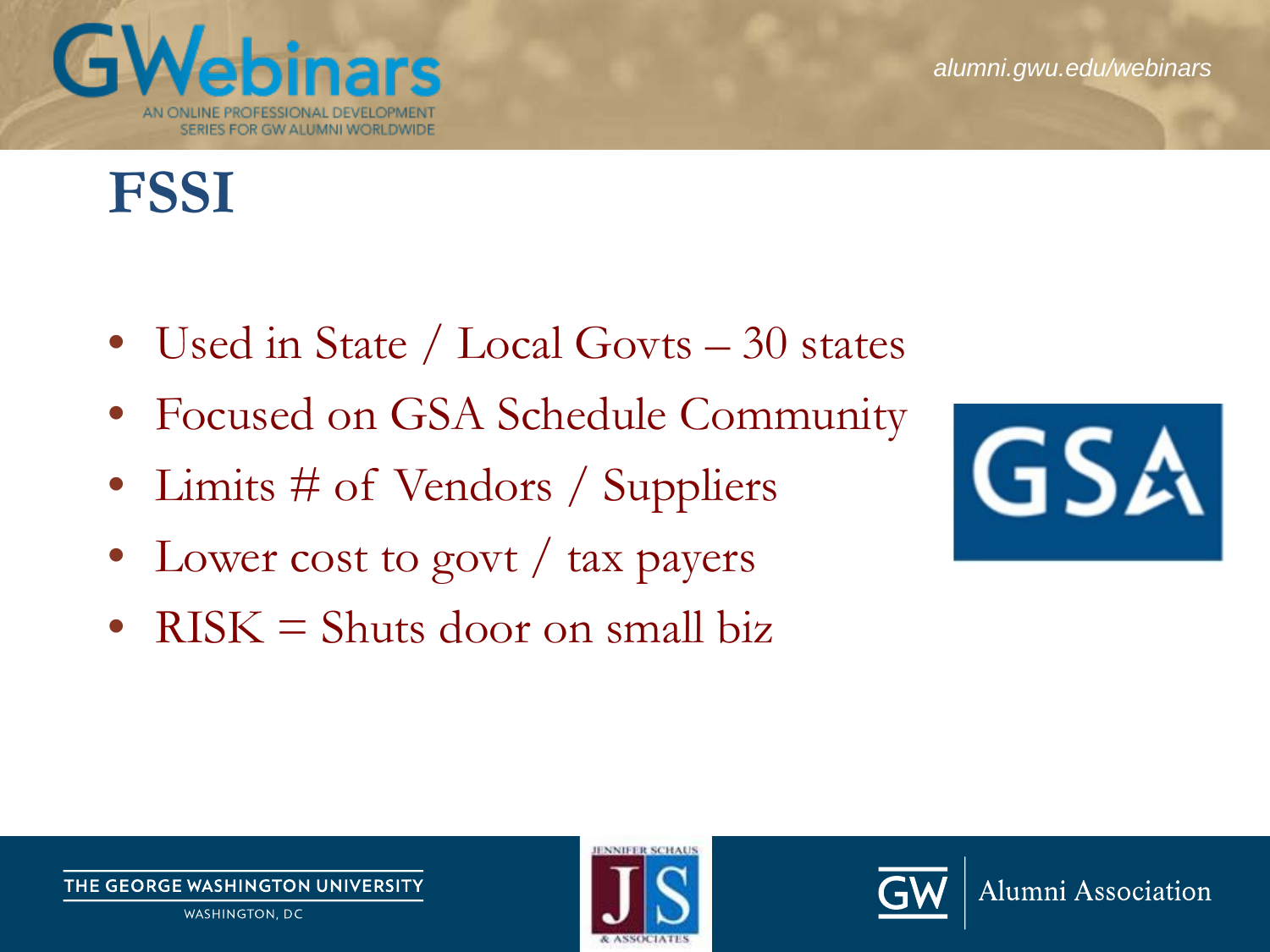# FSSI

- Used in State / Local Govts – 30 states
- Focused on GSA Schedule Community
- Limits # of Vendors / Suppliers
- Lower cost to govt / tax payers
- RISK = Shuts door on small biz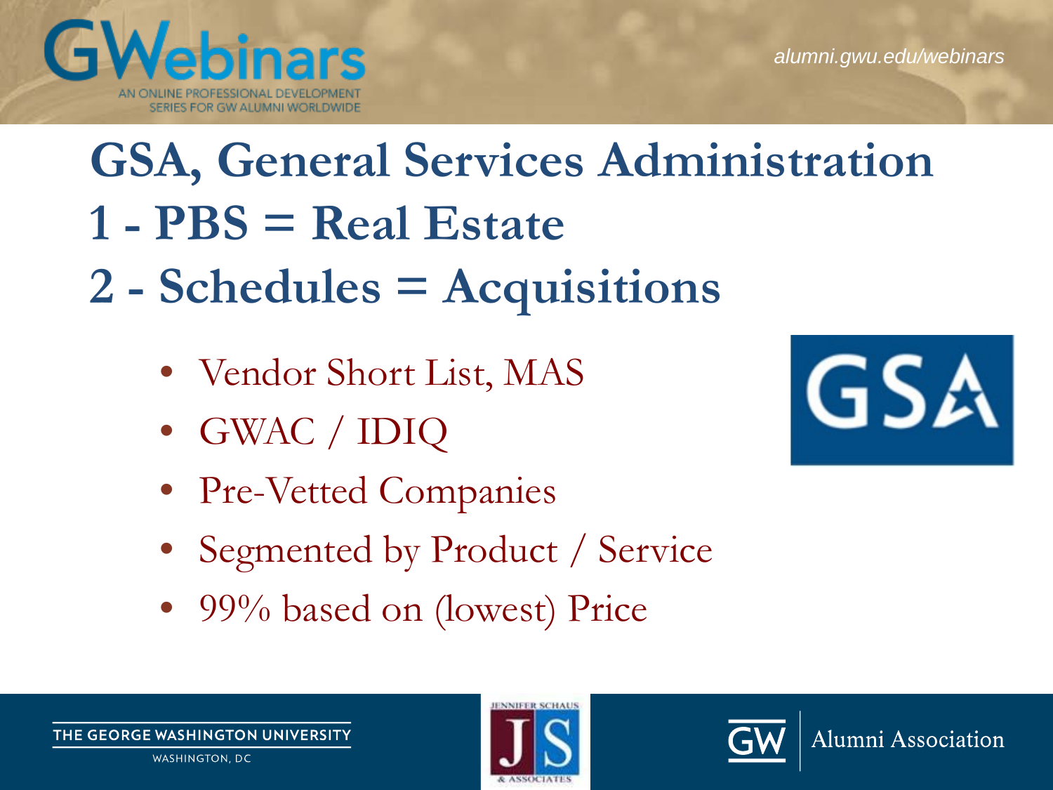# GSA, General Services Administration

## 1 - PBS = Real Estate

## 2 - Schedules = Acquisitions

- Vendor Short List, MAS
- GWAC / IDIQ
- Pre-Vetted Companies
- Segmented by Product / Service
- 99% based on (lowest) Price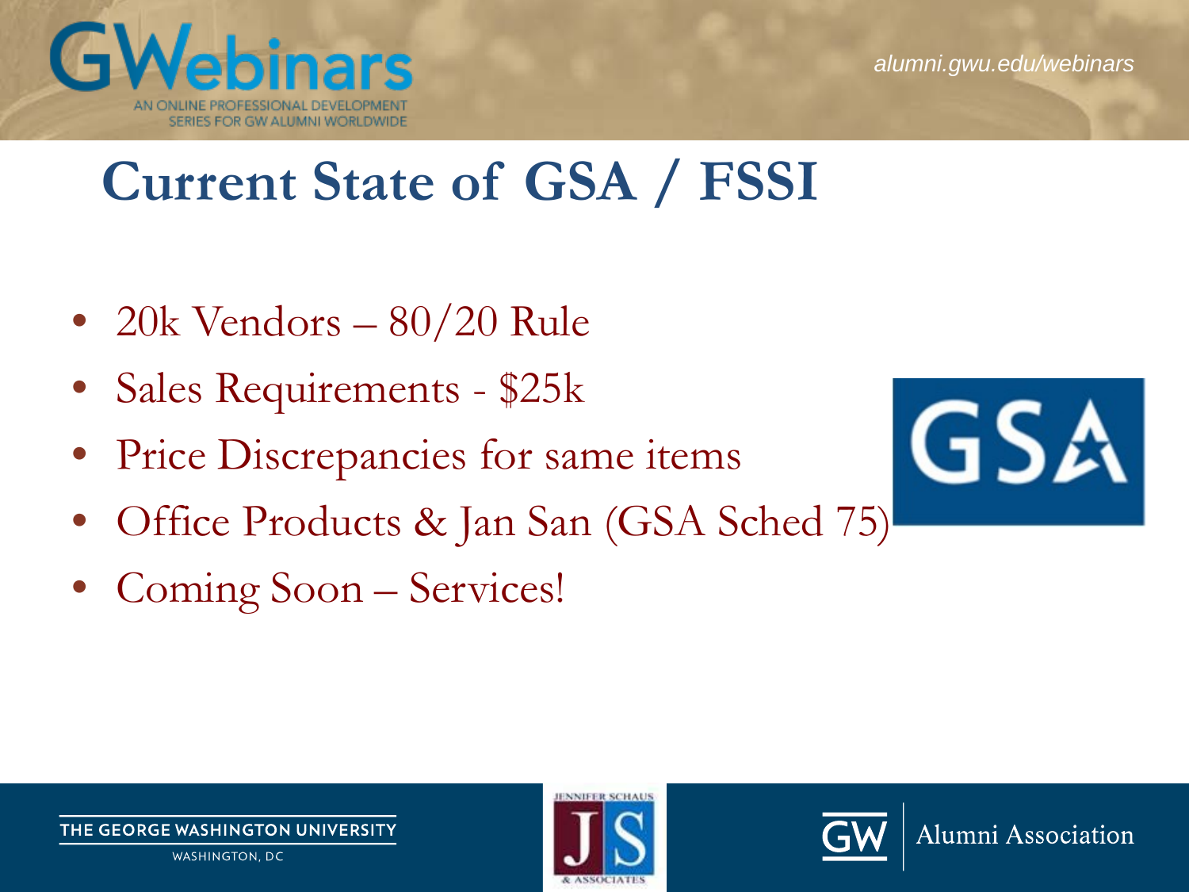# Current State of GSA / FSSI

- 20k Vendors – 80/20 Rule
- Sales Requirements - $25k
- Price Discrepancies for same items
- Office Products & Jan San (GSA Sched 75)
- Coming Soon – Services!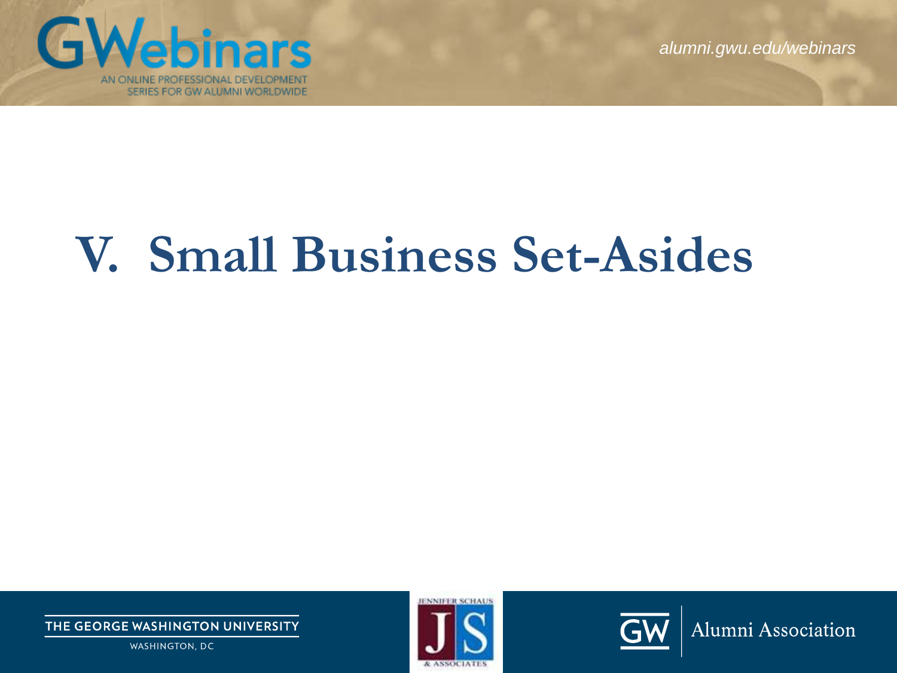# V. Small Business Set-Asides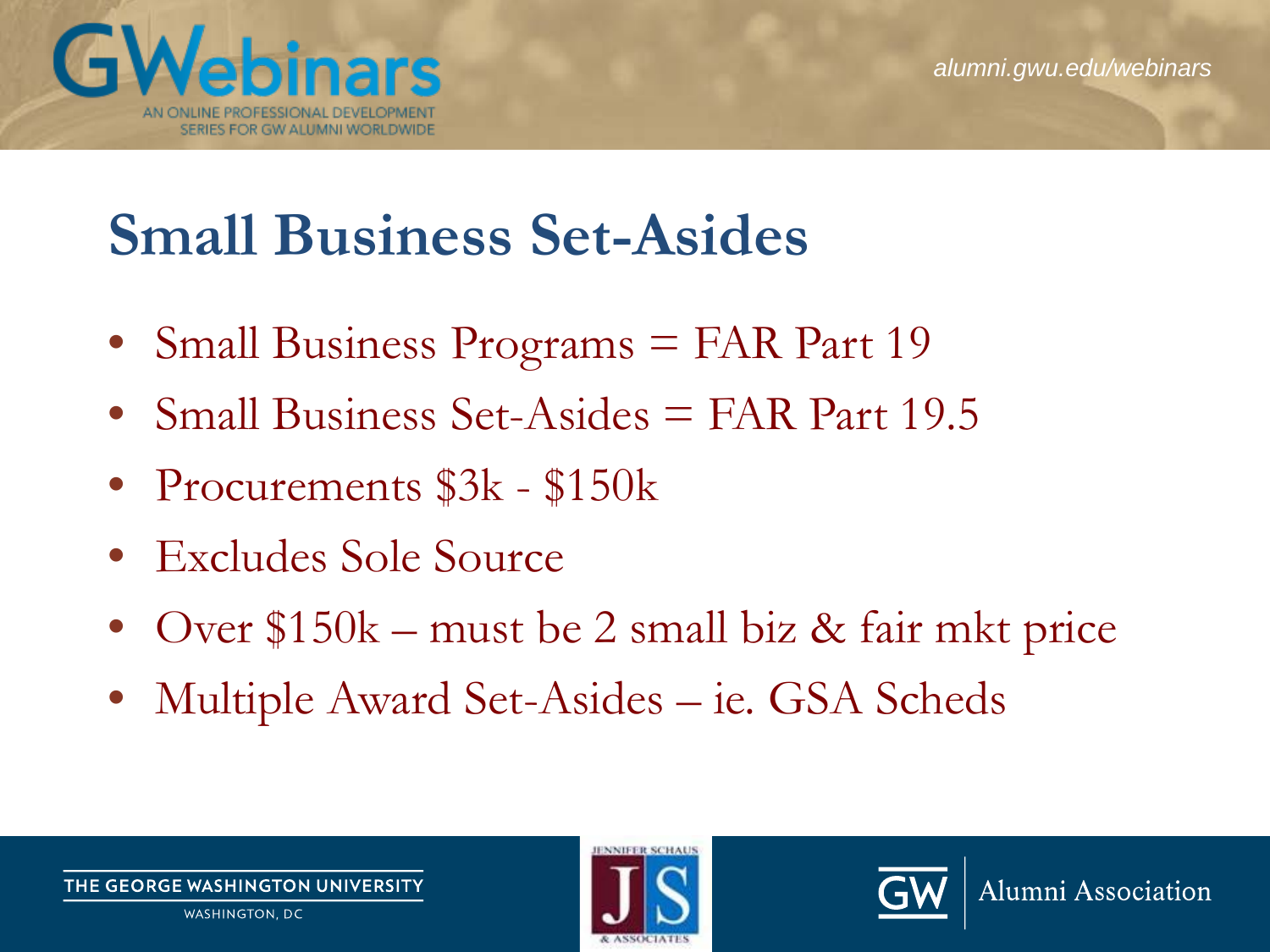# Small Business Set-Asides

- Small Business Programs = FAR Part 19
- Small Business Set-Asides = FAR Part 19.5
- Procurements $3k - $150k
- Excludes Sole Source
- Over $150k – must be 2 small biz & fair mkt price
- Multiple Award Set-Asides – ie. GSA Scheds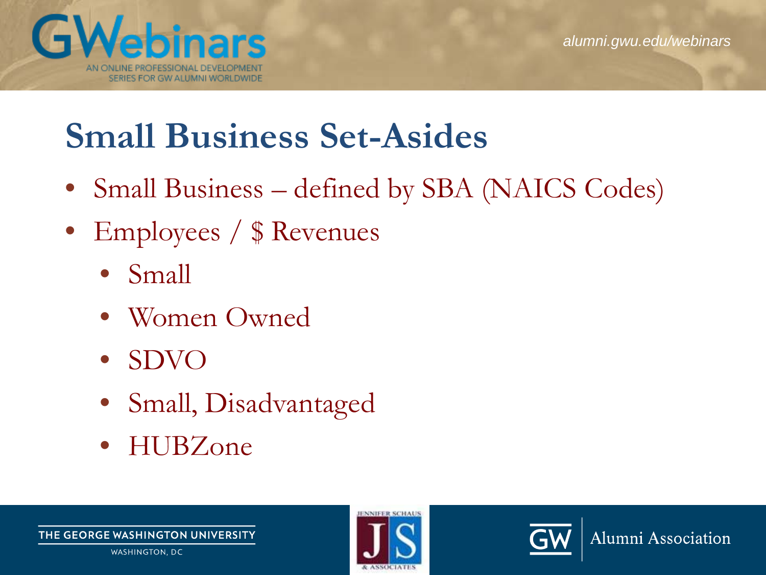# Small Business Set-Asides

- Small Business – defined by SBA (NAICS Codes)
- Employees / $ Revenues
  - Small
  - Women Owned
  - SDVO
  - Small, Disadvantaged
  - HUBZone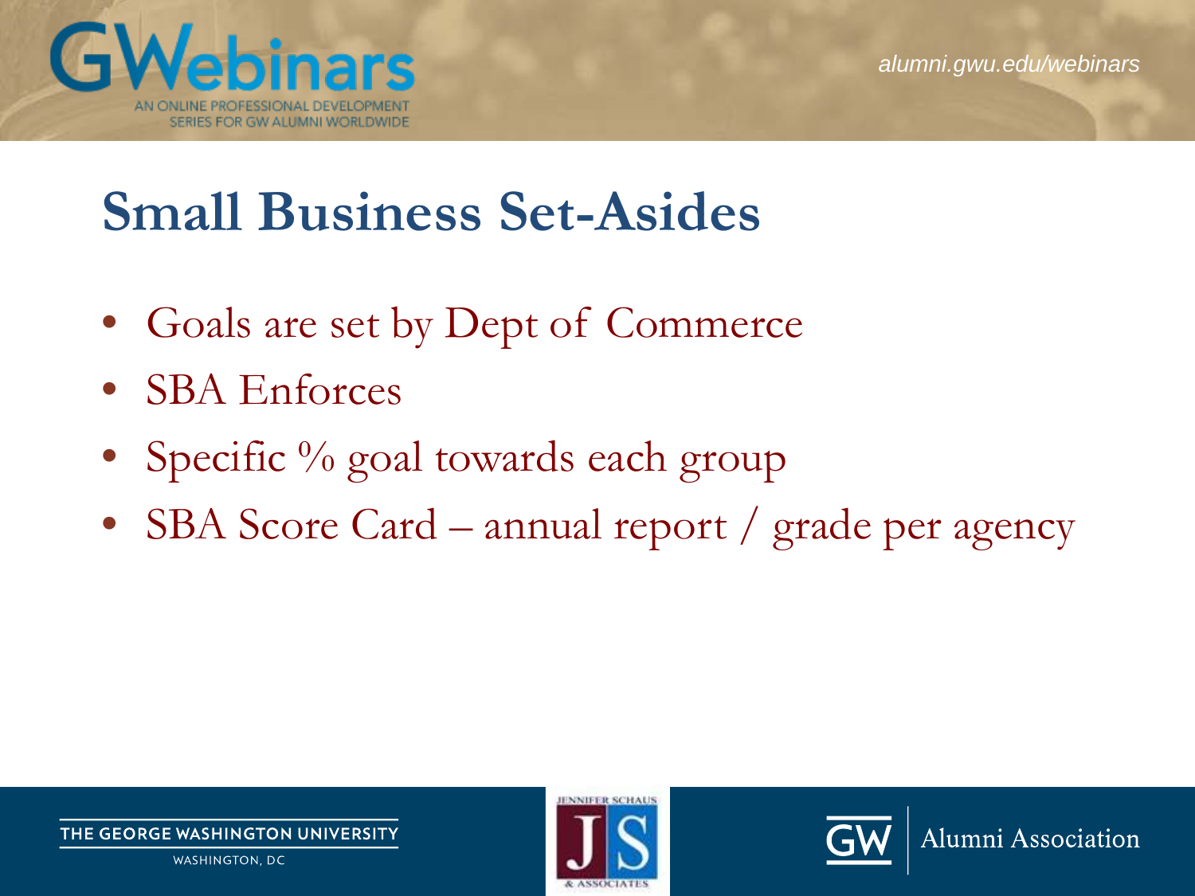# Small Business Set-Asides

- Goals are set by Dept of Commerce
- SBA Enforces
- Specific % goal towards each group
- SBA Score Card – annual report / grade per agency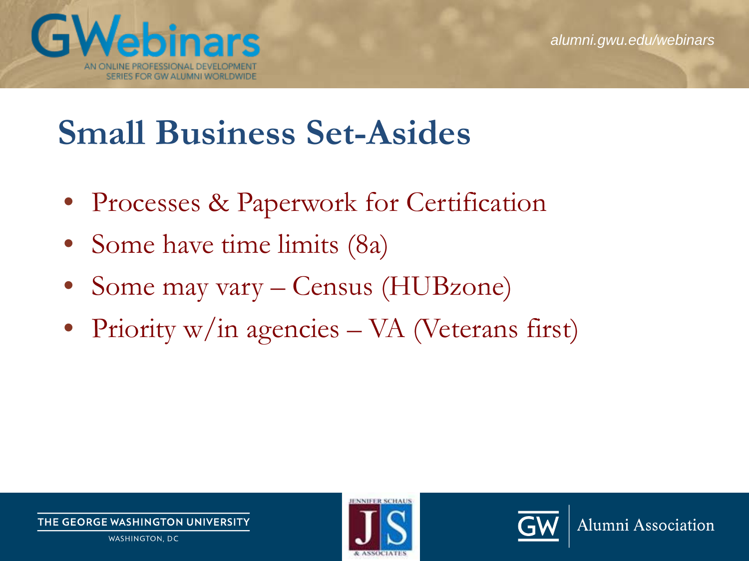# Small Business Set-Asides

- Processes & Paperwork for Certification
- Some have time limits (8a)
- Some may vary – Census (HUBzone)
- Priority w/in agencies – VA (Veterans first)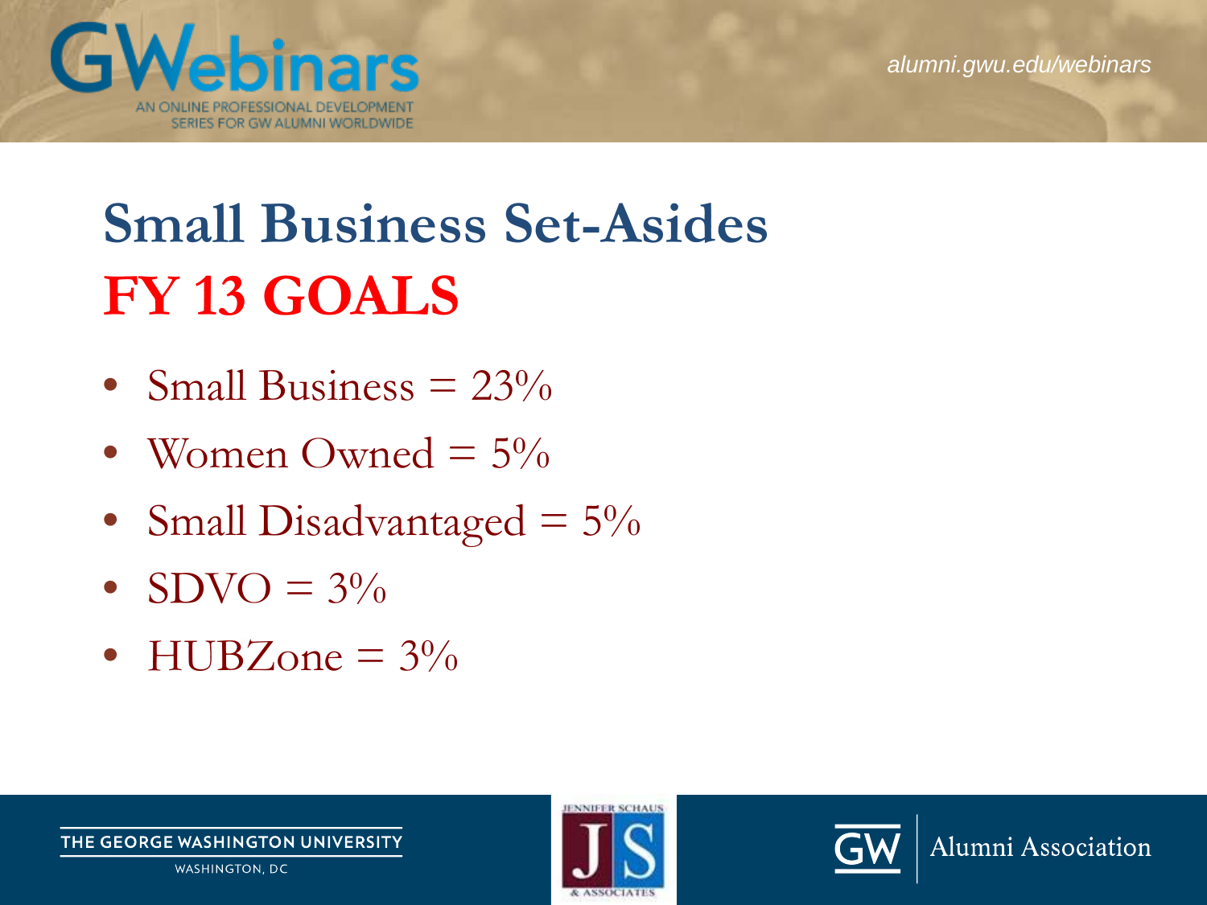# Small Business Set-Asides

## FY 13 GOALS

- Small Business = 23%
- Women Owned = 5%
- Small Disadvantaged = 5%
- SDVO = 3%
- HUBZone = 3%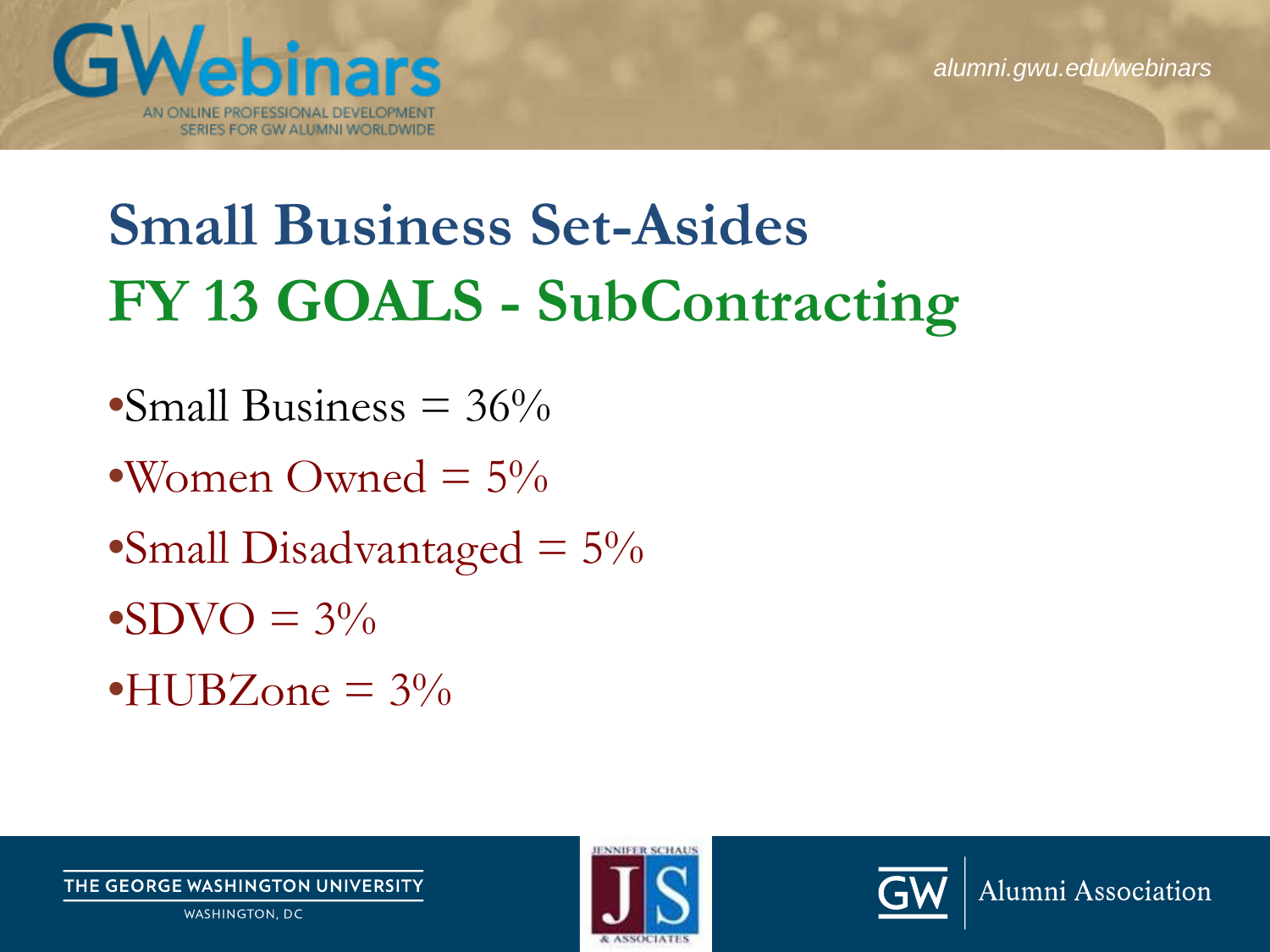# Small Business Set-Asides

## FY 13 GOALS - SubContracting

- Small Business = 36%
- Women Owned = 5%
- Small Disadvantaged = 5%
- SDVO = 3%
- HUBZone = 3%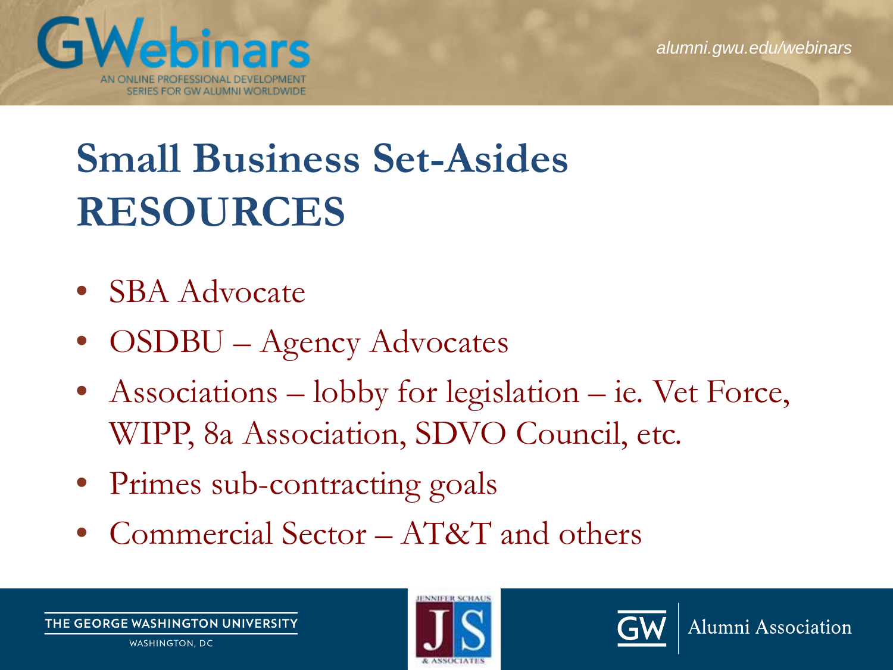# Small Business Set-Asides RESOURCES

- SBA Advocate
- OSDBU – Agency Advocates
- Associations – lobby for legislation – ie. Vet Force, WIPP, 8a Association, SDVO Council, etc.
- Primes sub-contracting goals
- Commercial Sector – AT&T and others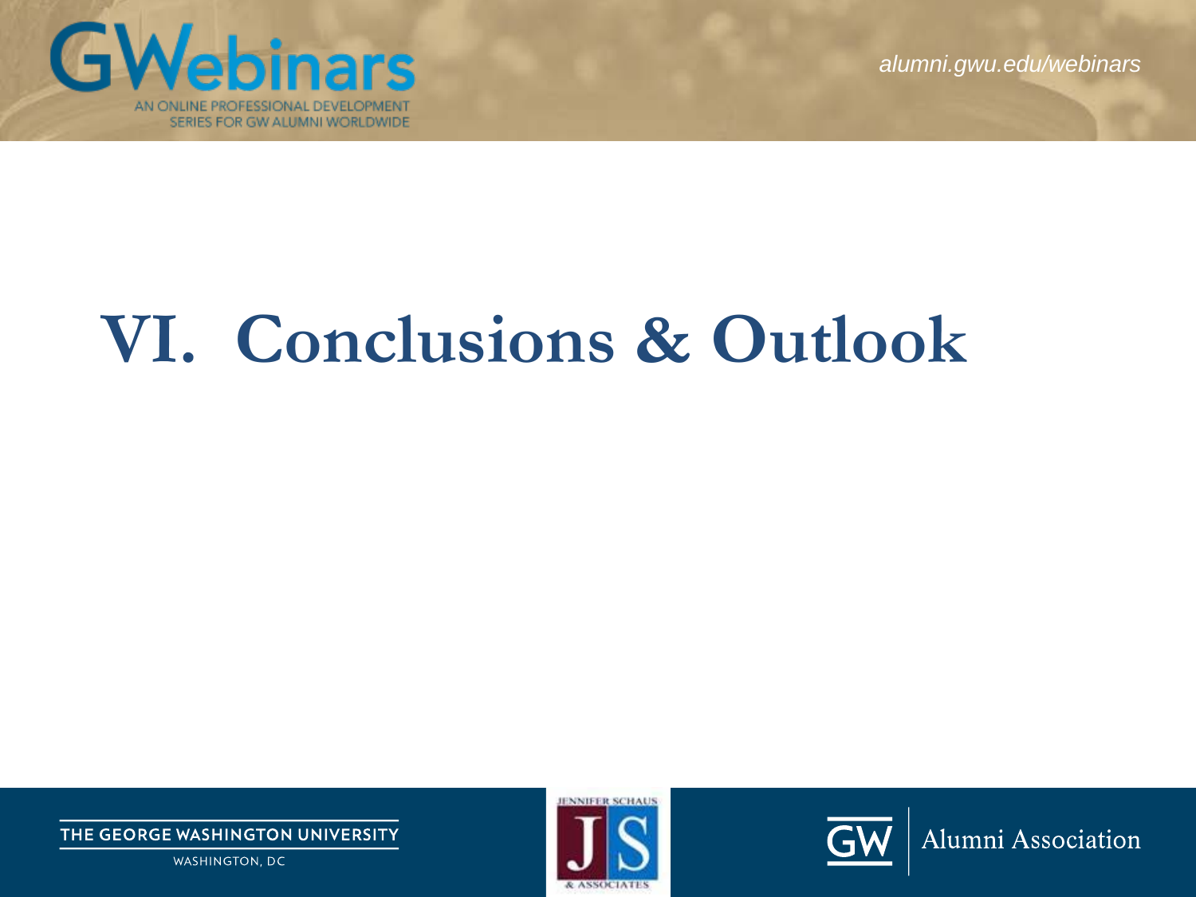# VI. Conclusions & Outlook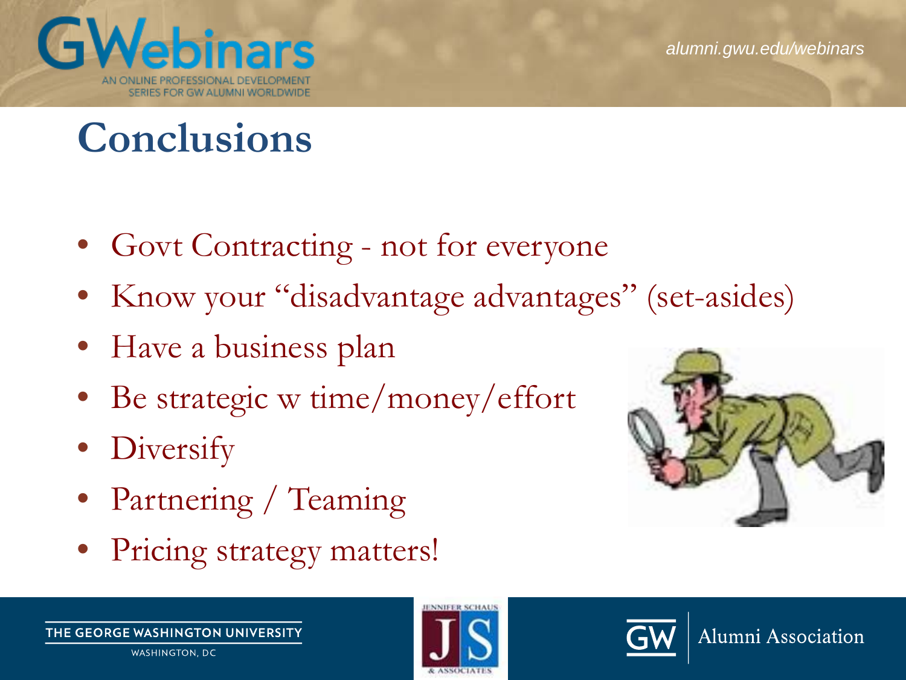# Conclusions

- Govt Contracting - not for everyone
- Know your "disadvantage advantages" (set-asides)
- Have a business plan
- Be strategic w time/money/effort
- Diversify
- Partnering / Teaming
- Pricing strategy matters!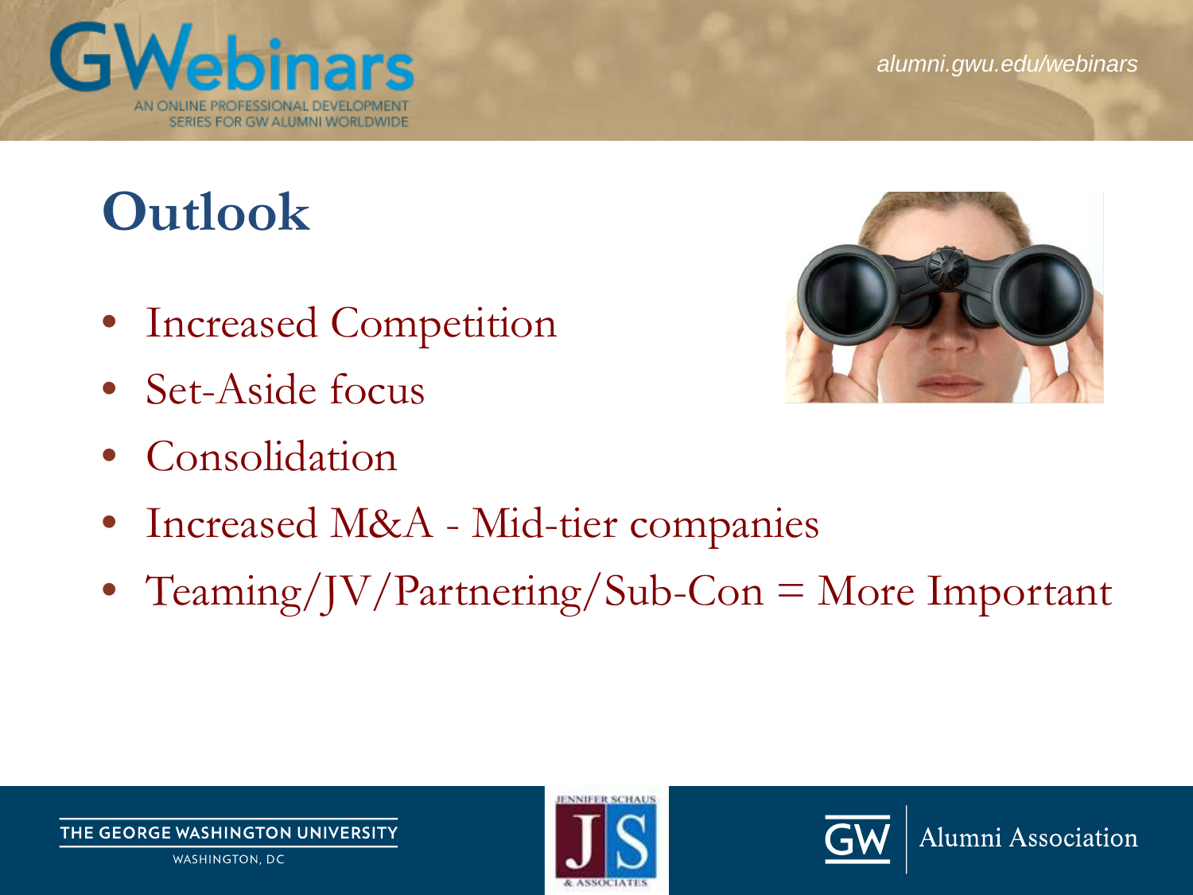# Outlook

- Increased Competition
- Set-Aside focus
- Consolidation
- Increased M&A - Mid-tier companies
- Teaming/JV/Partnering/Sub-Con = More Important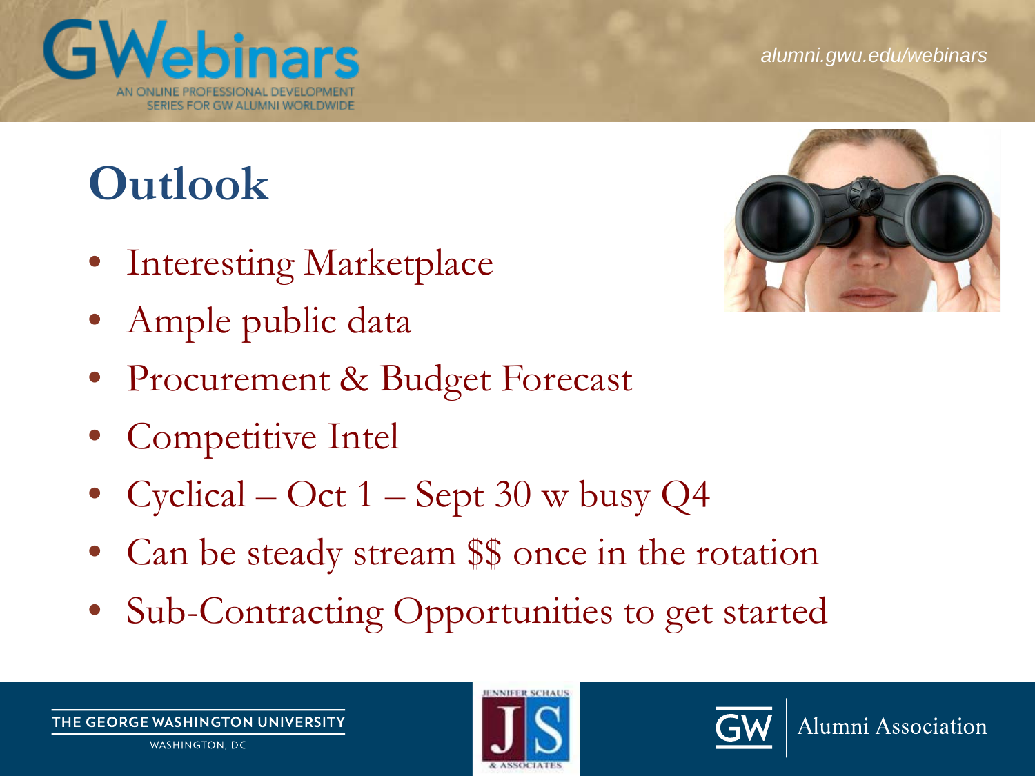# Outlook

- Interesting Marketplace
- Ample public data
- Procurement & Budget Forecast
- Competitive Intel
- Cyclical – Oct 1 – Sept 30 w busy Q4
- Can be steady stream $$ once in the rotation
- Sub-Contracting Opportunities to get started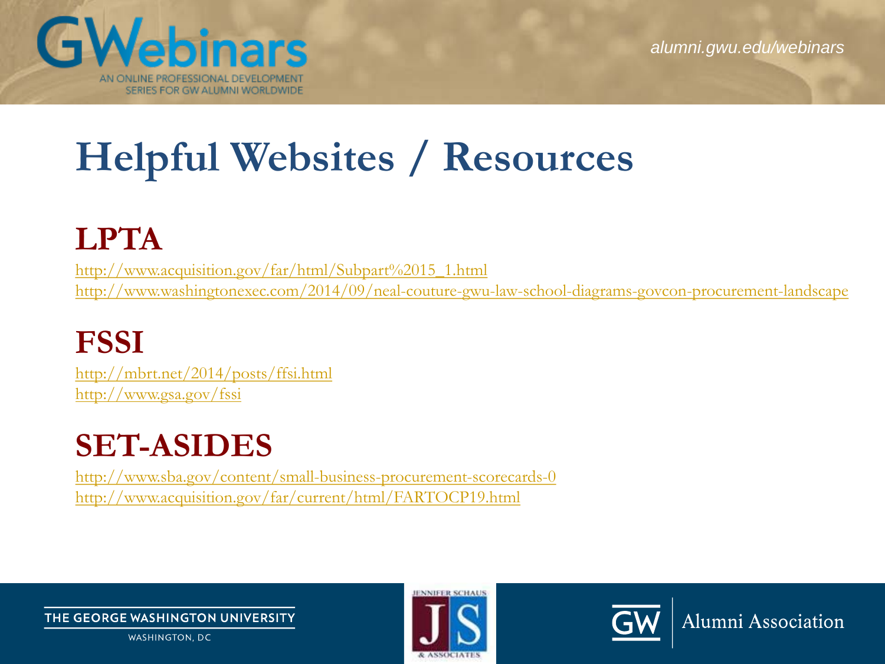# Helpful Websites / Resources

## LPTA

http://www.acquisition.gov/far/html/Subpart%2015_1.html
http://www.washingtonexec.com/2014/09/neal-couture-gwu-law-school-diagrams-govcon-procurement-landscape

## FSSI

http://mbrt.net/2014/posts/ffsi.html
http://www.gsa.gov/fssi

## SET-ASIDES

http://www.sba.gov/content/small-business-procurement-scorecards-0
http://www.acquisition.gov/far/current/html/FARTOCP19.html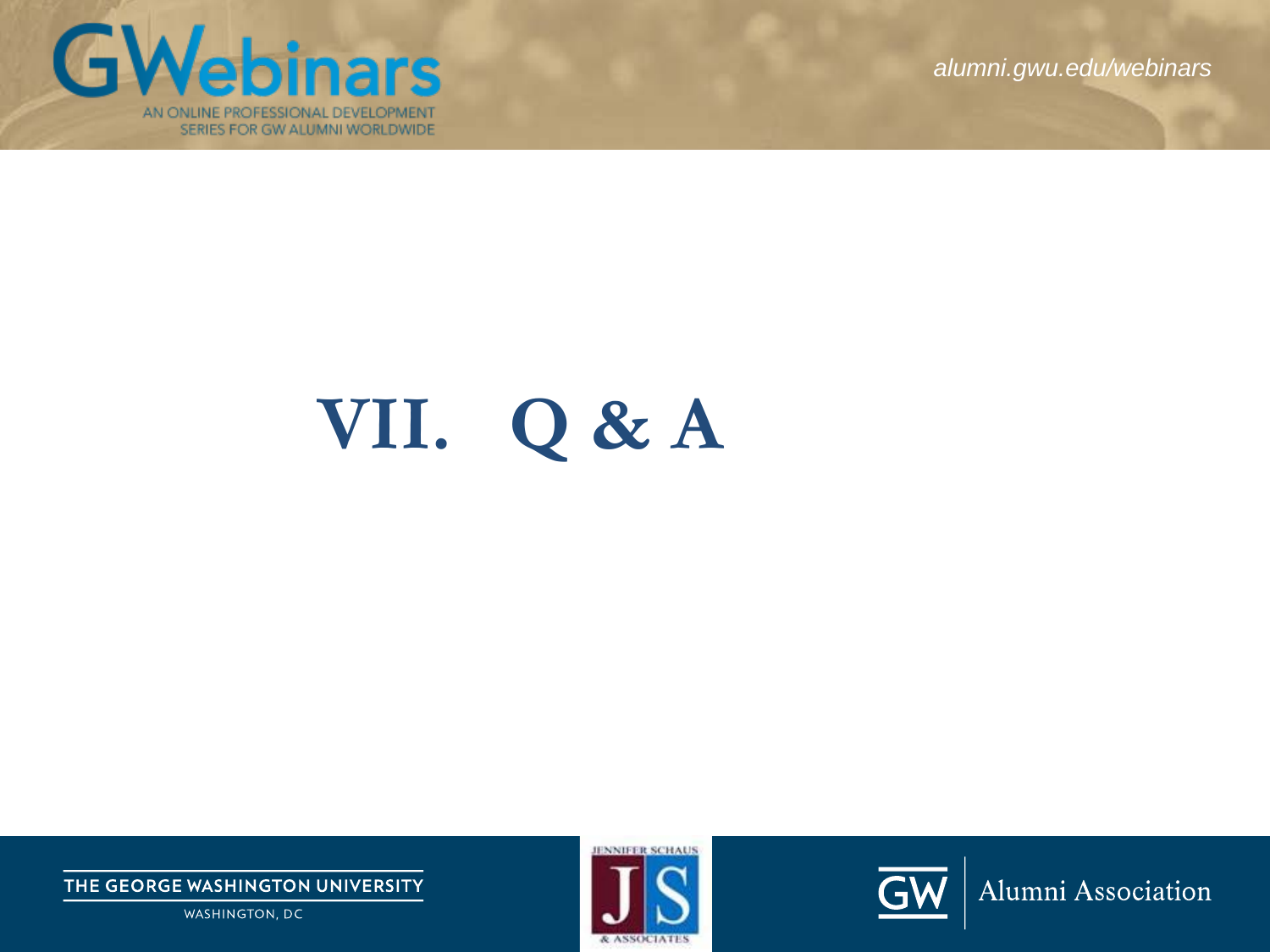# VII. Q & A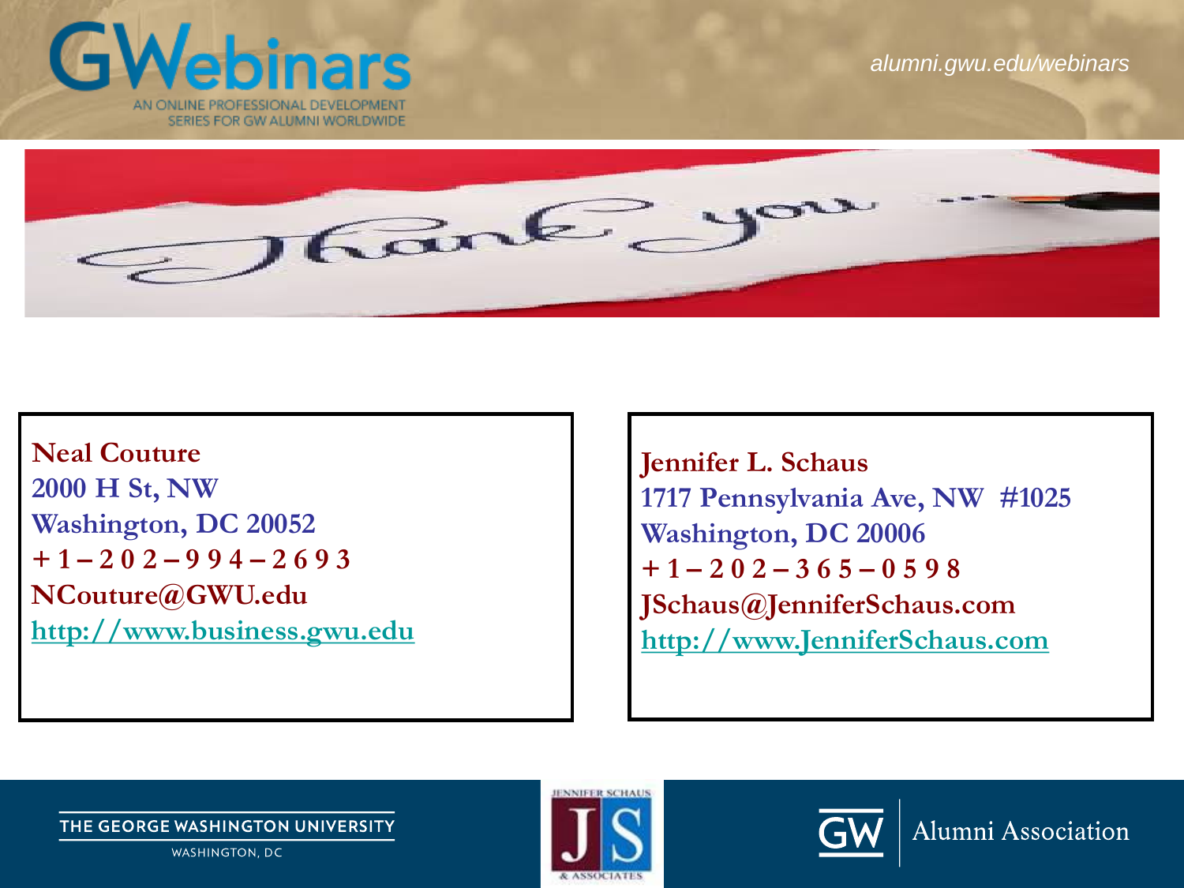**Neal Couture**
2000 H St, NW
Washington, DC 20052
+1–202–994–2693
NCouture@GWU.edu
http://www.business.gwu.edu

**Jennifer L. Schaus**
1717 Pennsylvania Ave, NW #1025
Washington, DC 20006
+1–202–365–0598
JSchaus@JenniferSchaus.com
http://www.JenniferSchaus.com